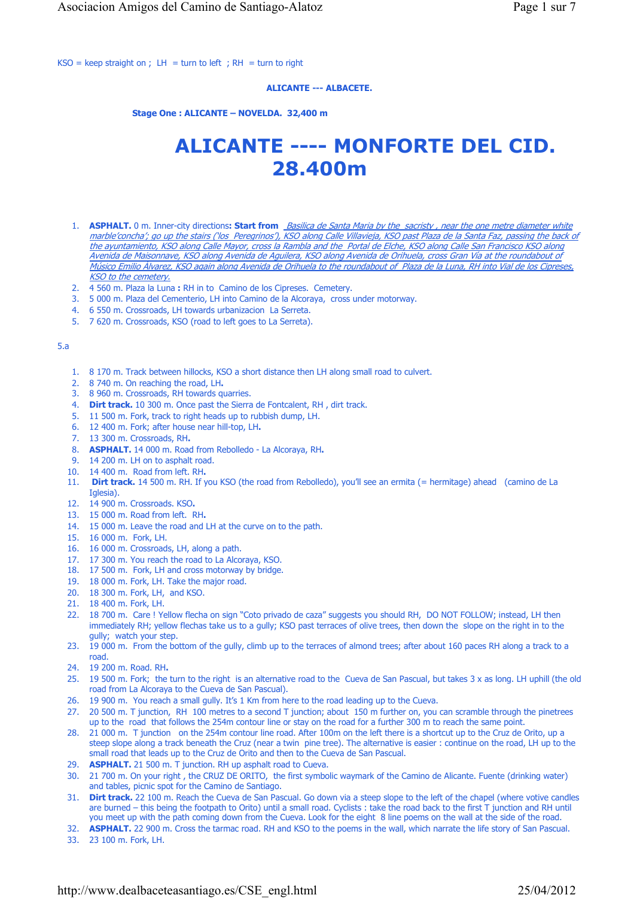KSO = keep straight on ; LH = turn to left ; RH = turn to right

**ALICANTE --- ALBACETE.**

**Stage One : ALICANTE – NOVELDA. 32,400 m**

# ALICANTE ---- MONFORTE DEL CID. 28.400m

1. **ASPHALT.** 0 m. Inner-city directions**: Start from** _Basilica de Santa Maria by the sacristy , near the one metre diameter white marble'concha'; go up the stairs ('los Peregrinos'), KSO along Calle Villavieja, KSO past Plaza de la Santa Faz, passing the back of the ayuntamiento, KSO along Calle Mayor, cross la Rambla and the Portal de Elche, KSO along Calle San Francisco KSO along Avenida de Maisonnave, KSO along Avenida de Aguilera, KSO along Avenida de Orihuela, cross Gran Vía at the roundabout of Músico Emilio Álvarez, KSO again along Avenida de Orihuela to the roundabout of Plaza de la Luna, RH into Vial de los Cipreses, KSO to the cemetery._
2. 4 560 m. Plaza la Luna **:** RH in to Camino de los Cipreses. Cemetery.
3. 5 000 m. Plaza del Cementerio, LH into Camino de la Alcoraya, cross under motorway.
4. 6 550 m. Crossroads, LH towards urbanizacion La Serreta.
5. 7 620 m. Crossroads, KSO (road to left goes to La Serreta).

5.a

1. 8 170 m. Track between hillocks, KSO a short distance then LH along small road to culvert.
2. 8 740 m. On reaching the road, LH**.**
3. 8 960 m. Crossroads, RH towards quarries.
4. **Dirt track.** 10 300 m. Once past the Sierra de Fontcalent, RH , dirt track.
5. 11 500 m. Fork, track to right heads up to rubbish dump, LH.
6. 12 400 m. Fork; after house near hill-top, LH**.**
7. 13 300 m. Crossroads, RH**.**
8. **ASPHALT.** 14 000 m. Road from Rebolledo - La Alcoraya, RH**.**
9. 14 200 m. LH on to asphalt road.
10. 14 400 m. Road from left. RH**.**
11. **Dirt track.** 14 500 m. RH. If you KSO (the road from Rebolledo), you'll see an ermita (= hermitage) ahead (camino de La Iglesia).
12. 14 900 m. Crossroads. KSO**.**
13. 15 000 m. Road from left. RH**.**
14. 15 000 m. Leave the road and LH at the curve on to the path.
15. 16 000 m. Fork, LH.
16. 16 000 m. Crossroads, LH, along a path.
17. 17 300 m. You reach the road to La Alcoraya, KSO.
18. 17 500 m. Fork, LH and cross motorway by bridge.
19. 18 000 m. Fork, LH. Take the major road.
20. 18 300 m. Fork, LH, and KSO.
21. 18 400 m. Fork, LH.
22. 18 700 m. Care ! Yellow flecha on sign "Coto privado de caza" suggests you should RH, DO NOT FOLLOW; instead, LH then immediately RH; yellow flechas take us to a gully; KSO past terraces of olive trees, then down the slope on the right in to the gully; watch your step.
23. 19 000 m. From the bottom of the gully, climb up to the terraces of almond trees; after about 160 paces RH along a track to a road.
24. 19 200 m. Road. RH**.**
25. 19 500 m. Fork; the turn to the right is an alternative road to the Cueva de San Pascual, but takes 3 x as long. LH uphill (the old road from La Alcoraya to the Cueva de San Pascual).
26. 19 900 m. You reach a small gully. It's 1 Km from here to the road leading up to the Cueva.
27. 20 500 m. T junction, RH 100 metres to a second T junction; about 150 m further on, you can scramble through the pinetrees up to the road that follows the 254m contour line or stay on the road for a further 300 m to reach the same point.
28. 21 000 m. T junction on the 254m contour line road. After 100m on the left there is a shortcut up to the Cruz de Orito, up a steep slope along a track beneath the Cruz (near a twin pine tree). The alternative is easier : continue on the road, LH up to the small road that leads up to the Cruz de Orito and then to the Cueva de San Pascual.
29. **ASPHALT.** 21 500 m. T junction. RH up asphalt road to Cueva.
30. 21 700 m. On your right , the CRUZ DE ORITO, the first symbolic waymark of the Camino de Alicante. Fuente (drinking water) and tables, picnic spot for the Camino de Santiago.
31. **Dirt track.** 22 100 m. Reach the Cueva de San Pascual. Go down via a steep slope to the left of the chapel (where votive candles are burned – this being the footpath to Orito) until a small road. Cyclists : take the road back to the first T junction and RH until you meet up with the path coming down from the Cueva. Look for the eight 8 line poems on the wall at the side of the road.
32. **ASPHALT.** 22 900 m. Cross the tarmac road. RH and KSO to the poems in the wall, which narrate the life story of San Pascual.
33. 23 100 m. Fork, LH.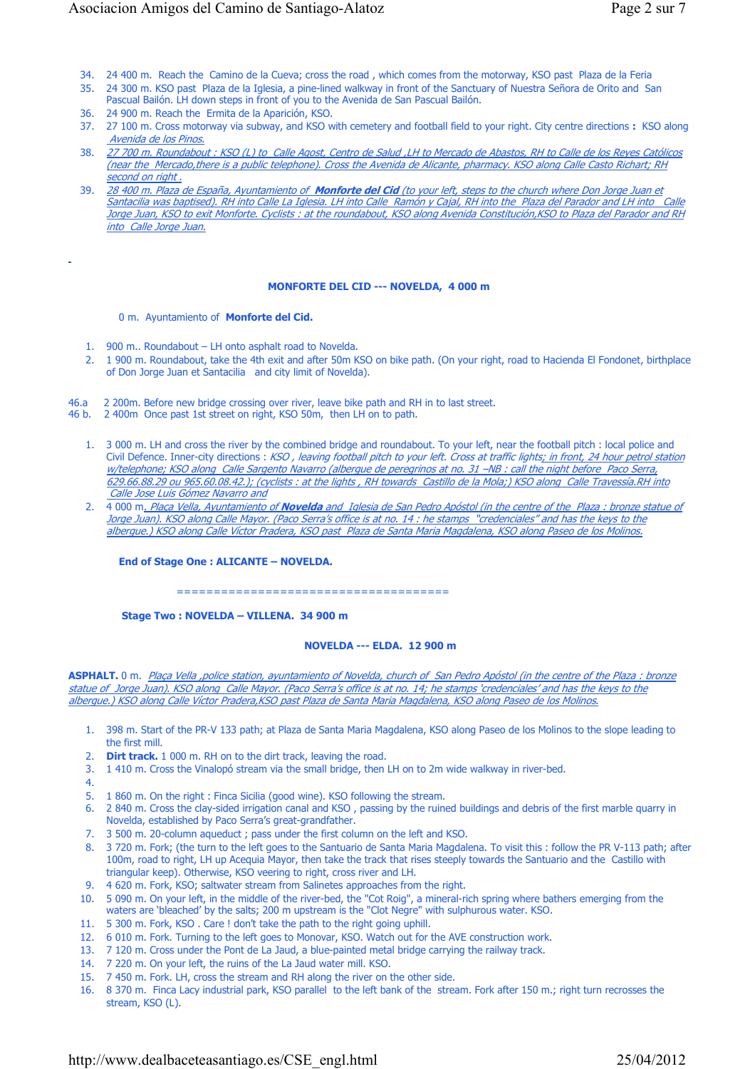34. 24 400 m. Reach the Camino de la Cueva; cross the road , which comes from the motorway, KSO past Plaza de la Feria
35. 24 300 m. KSO past Plaza de la Iglesia, a pine-lined walkway in front of the Sanctuary of Nuestra Señora de Orito and San Pascual Bailón. LH down steps in front of you to the Avenida de San Pascual Bailón.
36. 24 900 m. Reach the Ermita de la Aparición, KSO.
37. 27 100 m. Cross motorway via subway, and KSO with cemetery and football field to your right. City centre directions **:** KSO along *Avenida de los Pinos.*
38. *27 700 m. Roundabout : KSO (L) to Calle Agost, Centro de Salud ,LH to Mercado de Abastos, RH to Calle de los Reyes Católicos (near the Mercado,there is a public telephone). Cross the Avenida de Alicante, pharmacy. KSO along Calle Casto Richart; RH second on right .*
39. *28 400 m. Plaza de España, Ayuntamiento of* ***Monforte del Cid*** *(to your left, steps to the church where Don Jorge Juan et Santacilia was baptised). RH into Calle La Iglesia. LH into Calle Ramón y Cajal, RH into the Plaza del Parador and LH into Calle Jorge Juan, KSO to exit Monforte. Cyclists : at the roundabout, KSO along Avenida Constitución,KSO to Plaza del Parador and RH into Calle Jorge Juan.*

**MONFORTE DEL CID --- NOVELDA, 4 000 m**

0 m. Ayuntamiento of **Monforte del Cid.**

1. 900 m.. Roundabout – LH onto asphalt road to Novelda.
2. 1 900 m. Roundabout, take the 4th exit and after 50m KSO on bike path. (On your right, road to Hacienda El Fondonet, birthplace of Don Jorge Juan et Santacilia and city limit of Novelda).

46.a 2 200m. Before new bridge crossing over river, leave bike path and RH in to last street.
46 b. 2 400m Once past 1st street on right, KSO 50m, then LH on to path.

1. 3 000 m. LH and cross the river by the combined bridge and roundabout. To your left, near the football pitch : local police and Civil Defence. Inner-city directions : *KSO , leaving football pitch to your left. Cross at traffic lights; in front, 24 hour petrol station w/telephone; KSO along Calle Sargento Navarro (albergue de peregrinos at no. 31 –NB : call the night before Paco Serra, 629.66.88.29 ou 965.60.08.42.); (cyclists : at the lights , RH towards Castillo de la Mola;) KSO along Calle Travessía.RH into Calle Jose Luis Gómez Navarro and*
2. 4 000 m*. Plaça Vella, Ayuntamiento of* ***Novelda*** *and Iglesia de San Pedro Apóstol (in the centre of the Plaza : bronze statue of Jorge Juan). KSO along Calle Mayor. (Paco Serra's office is at no. 14 : he stamps "credenciales" and has the keys to the albergue.) KSO along Calle Víctor Pradera, KSO past Plaza de Santa Maria Magdalena, KSO along Paseo de los Molinos.*

**End of Stage One : ALICANTE – NOVELDA.**

=====================================

**Stage Two : NOVELDA – VILLENA. 34 900 m**

**NOVELDA --- ELDA. 12 900 m**

**ASPHALT.** 0 m. *Plaça Vella ,police station, ayuntamiento of Novelda, church of San Pedro Apóstol (in the centre of the Plaza : bronze statue of Jorge Juan). KSO along Calle Mayor. (Paco Serra's office is at no. 14; he stamps 'credenciales' and has the keys to the albergue.) KSO along Calle Víctor Pradera,KSO past Plaza de Santa Maria Magdalena, KSO along Paseo de los Molinos.*

1. 398 m. Start of the PR-V 133 path; at Plaza de Santa Maria Magdalena, KSO along Paseo de los Molinos to the slope leading to the first mill.
2. **Dirt track.** 1 000 m. RH on to the dirt track, leaving the road.
3. 1 410 m. Cross the Vinalopó stream via the small bridge, then LH on to 2m wide walkway in river-bed.
4. 
5. 1 860 m. On the right : Finca Sicilia (good wine). KSO following the stream.
6. 2 840 m. Cross the clay-sided irrigation canal and KSO , passing by the ruined buildings and debris of the first marble quarry in Novelda, established by Paco Serra's great-grandfather.
7. 3 500 m. 20-column aqueduct ; pass under the first column on the left and KSO.
8. 3 720 m. Fork; (the turn to the left goes to the Santuario de Santa Maria Magdalena. To visit this : follow the PR V-113 path; after 100m, road to right, LH up Acequia Mayor, then take the track that rises steeply towards the Santuario and the Castillo with triangular keep). Otherwise, KSO veering to right, cross river and LH.
9. 4 620 m. Fork, KSO; saltwater stream from Salinetes approaches from the right.
10. 5 090 m. On your left, in the middle of the river-bed, the "Cot Roig", a mineral-rich spring where bathers emerging from the waters are 'bleached' by the salts; 200 m upstream is the "Clot Negre" with sulphurous water. KSO.
11. 5 300 m. Fork, KSO . Care ! don't take the path to the right going uphill.
12. 6 010 m. Fork. Turning to the left goes to Monovar, KSO. Watch out for the AVE construction work.
13. 7 120 m. Cross under the Pont de La Jaud, a blue-painted metal bridge carrying the railway track.
14. 7 220 m. On your left, the ruins of the La Jaud water mill. KSO.
15. 7 450 m. Fork. LH, cross the stream and RH along the river on the other side.
16. 8 370 m. Finca Lacy industrial park, KSO parallel to the left bank of the stream. Fork after 150 m.; right turn recrosses the stream, KSO (L).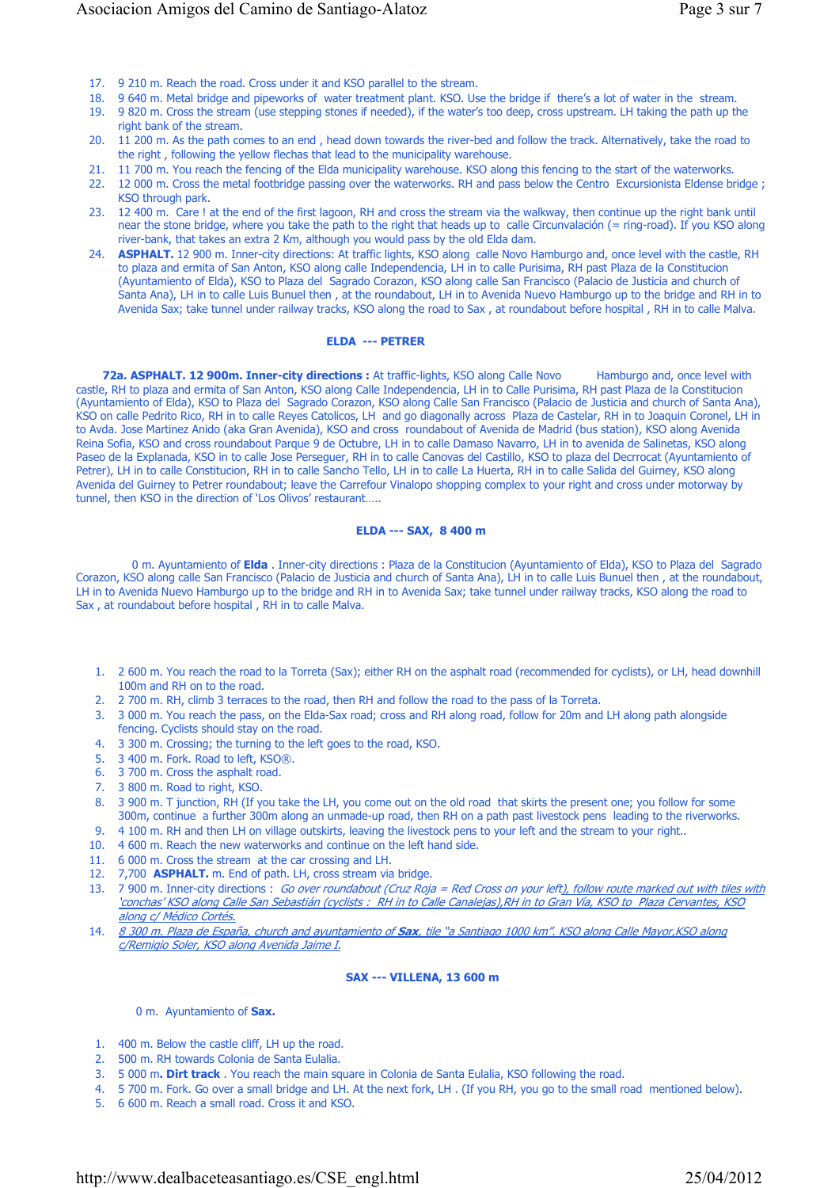17. 9 210 m. Reach the road. Cross under it and KSO parallel to the stream.
18. 9 640 m. Metal bridge and pipeworks of water treatment plant. KSO. Use the bridge if there's a lot of water in the stream.
19. 9 820 m. Cross the stream (use stepping stones if needed), if the water's too deep, cross upstream. LH taking the path up the right bank of the stream.
20. 11 200 m. As the path comes to an end , head down towards the river-bed and follow the track. Alternatively, take the road to the right , following the yellow flechas that lead to the municipality warehouse.
21. 11 700 m. You reach the fencing of the Elda municipality warehouse. KSO along this fencing to the start of the waterworks.
22. 12 000 m. Cross the metal footbridge passing over the waterworks. RH and pass below the Centro Excursionista Eldense bridge ; KSO through park.
23. 12 400 m. Care ! at the end of the first lagoon, RH and cross the stream via the walkway, then continue up the right bank until near the stone bridge, where you take the path to the right that heads up to calle Circunvalación (= ring-road). If you KSO along river-bank, that takes an extra 2 Km, although you would pass by the old Elda dam.
24. **ASPHALT.** 12 900 m. Inner-city directions: At traffic lights, KSO along calle Novo Hamburgo and, once level with the castle, RH to plaza and ermita of San Anton, KSO along calle Independencia, LH in to calle Purisima, RH past Plaza de la Constitucion (Ayuntamiento of Elda), KSO to Plaza del Sagrado Corazon, KSO along calle San Francisco (Palacio de Justicia and church of Santa Ana), LH in to calle Luis Bunuel then , at the roundabout, LH in to Avenida Nuevo Hamburgo up to the bridge and RH in to Avenida Sax; take tunnel under railway tracks, KSO along the road to Sax , at roundabout before hospital , RH in to calle Malva.

**ELDA --- PETRER**

**72a. ASPHALT. 12 900m. Inner-city directions :** At traffic-lights, KSO along Calle Novo Hamburgo and, once level with castle, RH to plaza and ermita of San Anton, KSO along Calle Independencia, LH in to Calle Purisima, RH past Plaza de la Constitucion (Ayuntamiento of Elda), KSO to Plaza del Sagrado Corazon, KSO along Calle San Francisco (Palacio de Justicia and church of Santa Ana), KSO on calle Pedrito Rico, RH in to calle Reyes Catolicos, LH and go diagonally across Plaza de Castelar, RH in to Joaquin Coronel, LH in to Avda. Jose Martinez Anido (aka Gran Avenida), KSO and cross roundabout of Avenida de Madrid (bus station), KSO along Avenida Reina Sofia, KSO and cross roundabout Parque 9 de Octubre, LH in to calle Damaso Navarro, LH in to avenida de Salinetas, KSO along Paseo de la Explanada, KSO in to calle Jose Perseguer, RH in to calle Canovas del Castillo, KSO to plaza del Decrrocat (Ayuntamiento of Petrer), LH in to calle Constitucion, RH in to calle Sancho Tello, LH in to calle La Huerta, RH in to calle Salida del Guirney, KSO along Avenida del Guirney to Petrer roundabout; leave the Carrefour Vinalopo shopping complex to your right and cross under motorway by tunnel, then KSO in the direction of 'Los Olivos' restaurant…..

**ELDA --- SAX, 8 400 m**

0 m. Ayuntamiento of **Elda** . Inner-city directions : Plaza de la Constitucion (Ayuntamiento of Elda), KSO to Plaza del Sagrado Corazon, KSO along calle San Francisco (Palacio de Justicia and church of Santa Ana), LH in to calle Luis Bunuel then , at the roundabout, LH in to Avenida Nuevo Hamburgo up to the bridge and RH in to Avenida Sax; take tunnel under railway tracks, KSO along the road to Sax , at roundabout before hospital , RH in to calle Malva.

1. 2 600 m. You reach the road to la Torreta (Sax); either RH on the asphalt road (recommended for cyclists), or LH, head downhill 100m and RH on to the road.
2. 2 700 m. RH, climb 3 terraces to the road, then RH and follow the road to the pass of la Torreta.
3. 3 000 m. You reach the pass, on the Elda-Sax road; cross and RH along road, follow for 20m and LH along path alongside fencing. Cyclists should stay on the road.
4. 3 300 m. Crossing; the turning to the left goes to the road, KSO.
5. 3 400 m. Fork. Road to left, KSO®.
6. 3 700 m. Cross the asphalt road.
7. 3 800 m. Road to right, KSO.
8. 3 900 m. T junction, RH (If you take the LH, you come out on the old road that skirts the present one; you follow for some 300m, continue a further 300m along an unmade-up road, then RH on a path past livestock pens leading to the riverworks.
9. 4 100 m. RH and then LH on village outskirts, leaving the livestock pens to your left and the stream to your right..
10. 4 600 m. Reach the new waterworks and continue on the left hand side.
11. 6 000 m. Cross the stream at the car crossing and LH.
12. 7,700 **ASPHALT.** m. End of path. LH, cross stream via bridge.
13. 7 900 m. Inner-city directions : *Go over roundabout (Cruz Roja = Red Cross on your left), follow route marked out with tiles with 'conchas' KSO along Calle San Sebastián (cyclists : RH in to Calle Canalejas),RH in to Gran Vía, KSO to Plaza Cervantes, KSO along c/ Médico Cortés.*
14. *8 300 m. Plaza de España, church and ayuntamiento of **Sax**, tile "a Santiago 1000 km". KSO along Calle Mayor,KSO along c/Remigio Soler, KSO along Avenida Jaime I.*

**SAX --- VILLENA, 13 600 m**

0 m. Ayuntamiento of **Sax.**

1. 400 m. Below the castle cliff, LH up the road.
2. 500 m. RH towards Colonia de Santa Eulalia.
3. 5 000 m**. Dirt track** . You reach the main square in Colonia de Santa Eulalia, KSO following the road.
4. 5 700 m. Fork. Go over a small bridge and LH. At the next fork, LH . (If you RH, you go to the small road mentioned below).
5. 6 600 m. Reach a small road. Cross it and KSO.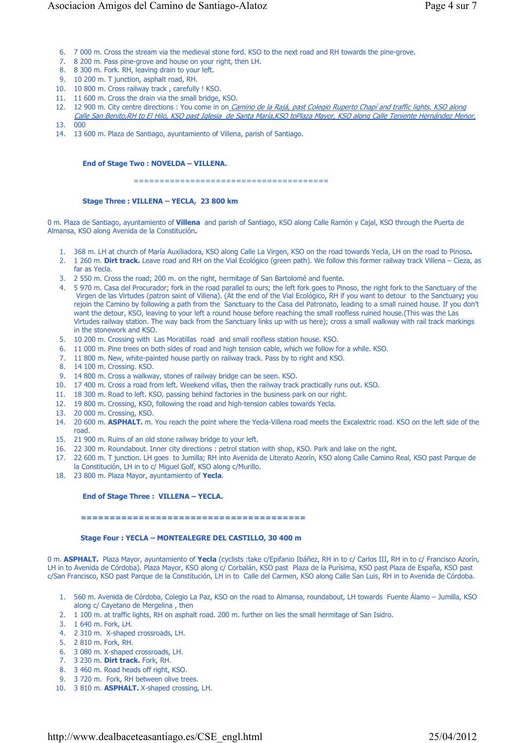6. 7 000 m. Cross the stream via the medieval stone ford. KSO to the next road and RH towards the pine-grove.
7. 8 200 m. Pass pine-grove and house on your right, then LH.
8. 8 300 m. Fork. RH, leaving drain to your left.
9. 10 200 m. T junction, asphalt road, RH.
10. 10 800 m. Cross railway track , carefully ! KSO.
11. 11 600 m. Cross the drain via the small bridge, KSO.
12. 12 900 m. City centre directions : You come in on *Camino de la Rajá, past Colegio Ruperto Chapí and traffic lights. KSO along Calle San Benito,RH to El Hilo, KSO past Iglesia de Santa María,KSO toPlaza Mayor, KSO along Calle Teniente Hernández Menor,*
13. 000
14. 13 600 m. Plaza de Santiago, ayuntamiento of Villena, parish of Santiago.

**End of Stage Two : NOVELDA – VILLENA.**

=====================================

**Stage Three : VILLENA – YECLA, 23 800 km**

0 m. Plaza de Santiago, ayuntamiento of **Villena** and parish of Santiago, KSO along Calle Ramón y Cajal, KSO through the Puerta de Almansa, KSO along Avenida de la Constitución**.**

1. 368 m. LH at church of María Auxiliadora, KSO along Calle La Virgen, KSO on the road towards Yecla, LH on the road to Pinoso**.**
2. 1 260 m. **Dirt track.** Leave road and RH on the Vial Ecológico (green path). We follow this former railway track Villena – Cieza, as far as Yecla.
3. 2 550 m. Cross the road; 200 m. on the right, hermitage of San Bartolomé and fuente.
4. 5 970 m. Casa del Procurador; fork in the road parallel to ours; the left fork goes to Pinoso, the right fork to the Sanctuary of the Virgen de las Virtudes (patron saint of Villena). (At the end of the Vial Ecológico, RH if you want to detour to the Sanctuary**;** you rejoin the Camino by following a path from the Sanctuary to the Casa del Patronato, leading to a small ruined house. If you don't want the detour, KSO, leaving to your left a round house before reaching the small roofless ruined house.(This was the Las Virtudes railway station. The way back from the Sanctuary links up with us here); cross a small walkway with rail track markings in the stonework and KSO.
5. 10 200 m. Crossing with Las Moratillas road and small roofless station house. KSO.
6. 11 000 m. Pine trees on both sides of road and high tension cable, which we follow for a while. KSO.
7. 11 800 m. New, white-painted house partly on railway track. Pass by to right and KSO.
8. 14 100 m. Crossing. KSO.
9. 14 800 m. Cross a walkway, stones of railway bridge can be seen. KSO.
10. 17 400 m. Cross a road from left. Weekend villas, then the railway track practically runs out. KSO.
11. 18 300 m. Road to left. KSO, passing behind factories in the business park on our right.
12. 19 800 m. Crossing, KSO, following the road and high-tension cables towards Yecla.
13. 20 000 m. Crossing, KSO.
14. 20 600 m. **ASPHALT.** m. You reach the point where the Yecla-Villena road meets the Excalextric road. KSO on the left side of the road.
15. 21 900 m. Ruins of an old stone railway bridge to your left.
16. 22 300 m. Roundabout. Inner city directions : petrol station with shop, KSO. Park and lake on the right.
17. 22 600 m. T junction. LH goes to Jumilla; RH into Avenida de Literato Azorín, KSO along Calle Camino Real, KSO past Parque de la Constitución, LH in to c/ Miguel Golf, KSO along c/Murillo.
18. 23 800 m. Plaza Mayor, ayuntamiento of **Yecla**.

**End of Stage Three : VILLENA – YECLA.**

=======================================

**Stage Four : YECLA – MONTEALEGRE DEL CASTILLO, 30 400 m**

0 m. **ASPHALT.** Plaza Mayor, ayuntamiento of **Yecla** (cyclists :take c/Epifanio Ibáñez, RH in to c/ Carlos III, RH in to c/ Francisco Azorín, LH in to Avenida de Córdoba). Plaza Mayor, KSO along c/ Corbalán, KSO past Plaza de la Purísima, KSO past Plaza de España, KSO past c/San Francisco, KSO past Parque de la Constitución, LH in to Calle del Carmen, KSO along Calle San Luis, RH in to Avenida de Córdoba.

1. 560 m. Avenida de Córdoba, Colegio La Paz, KSO on the road to Almansa, roundabout, LH towards Fuente Álamo – Jumilla, KSO along c/ Cayetano de Mergelina , then
2. 1 100 m. at traffic lights, RH on asphalt road. 200 m. further on lies the small hermitage of San Isidro.
3. 1 640 m. Fork, LH.
4. 2 310 m. X-shaped crossroads, LH.
5. 2 810 m. Fork, RH.
6. 3 080 m. X-shaped crossroads, LH.
7. 3 230 m. **Dirt track.** Fork, RH.
8. 3 460 m. Road heads off right, KSO.
9. 3 720 m. Fork, RH between olive trees.
10. 3 810 m. **ASPHALT.** X-shaped crossing, LH.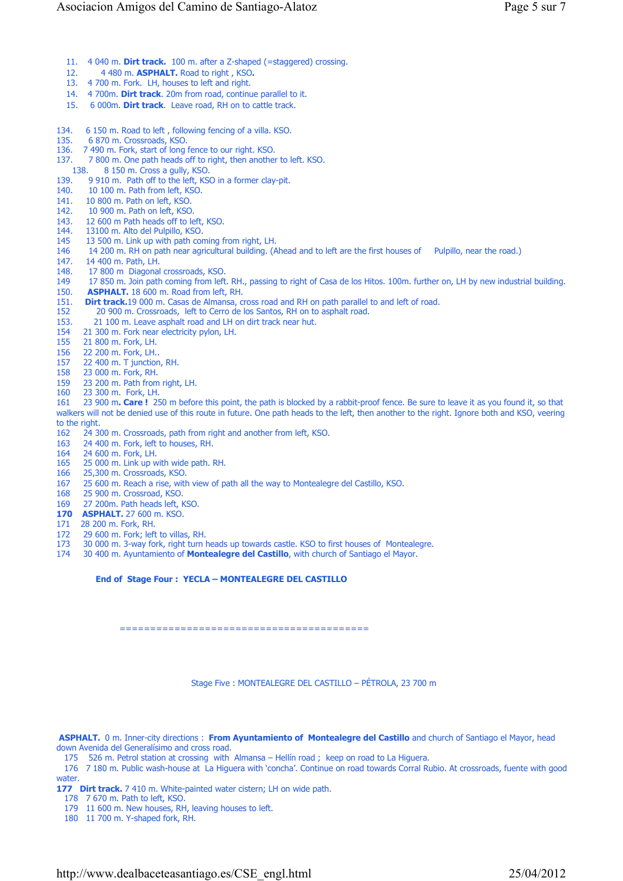11. 4 040 m. **Dirt track.** 100 m. after a Z-shaped (=staggered) crossing.
12. 4 480 m. **ASPHALT.** Road to right , KSO**.**
13. 4 700 m. Fork. LH, houses to left and right.
14. 4 700m. **Dirt track**. 20m from road, continue parallel to it.
15. 6 000m. **Dirt track**. Leave road, RH on to cattle track.

134. 6 150 m. Road to left , following fencing of a villa. KSO.
135. 6 870 m. Crossroads, KSO.
136. 7 490 m. Fork, start of long fence to our right. KSO.
137. 7 800 m. One path heads off to right, then another to left. KSO.
138. 8 150 m. Cross a gully, KSO.
139. 9 910 m. Path off to the left, KSO in a former clay-pit.
140. 10 100 m. Path from left, KSO.
141. 10 800 m. Path on left, KSO.
142. 10 900 m. Path on left, KSO.
143. 12 600 m Path heads off to left, KSO.
144. 13100 m. Alto del Pulpillo, KSO.
145 13 500 m. Link up with path coming from right, LH.
146 14 200 m. RH on path near agricultural building. (Ahead and to left are the first houses of Pulpillo, near the road.)
147. 14 400 m. Path, LH.
148. 17 800 m Diagonal crossroads, KSO.
149 17 850 m. Join path coming from left. RH., passing to right of Casa de los Hitos. 100m. further on, LH by new industrial building.
150. **ASPHALT.** 18 600 m. Road from left, RH.
151. **Dirt track.**19 000 m. Casas de Almansa, cross road and RH on path parallel to and left of road.
152 20 900 m. Crossroads, left to Cerro de los Santos, RH on to asphalt road.
153. 21 100 m. Leave asphalt road and LH on dirt track near hut.
154 21 300 m. Fork near electricity pylon, LH.
155 21 800 m. Fork, LH.
156 22 200 m. Fork, LH..
157 22 400 m. T junction, RH.
158 23 000 m. Fork, RH.
159 23 200 m. Path from right, LH.
160 23 300 m. Fork, LH.
161 23 900 m**. Care !** 250 m before this point, the path is blocked by a rabbit-proof fence. Be sure to leave it as you found it, so that walkers will not be denied use of this route in future. One path heads to the left, then another to the right. Ignore both and KSO, veering to the right.
162 24 300 m. Crossroads, path from right and another from left, KSO.
163 24 400 m. Fork, left to houses, RH.
164 24 600 m. Fork, LH.
165 25 000 m. Link up with wide path. RH.
166 25,300 m. Crossroads, KSO.
167 25 600 m. Reach a rise, with view of path all the way to Montealegre del Castillo, KSO.
168 25 900 m. Crossroad, KSO.
169 27 200m. Path heads left, KSO.
**170** **ASPHALT.** 27 600 m. KSO.
171 28 200 m. Fork, RH.
172 29 600 m. Fork; left to villas, RH.
173 30 000 m. 3-way fork, right turn heads up towards castle. KSO to first houses of Montealegre.
174 30 400 m. Ayuntamiento of **Montealegre del Castillo**, with church of Santiago el Mayor.

**End of Stage Four : YECLA – MONTEALEGRE DEL CASTILLO**

=========================================

Stage Five : MONTEALEGRE DEL CASTILLO – PÉTROLA, 23 700 m

**ASPHALT.** 0 m. Inner-city directions : **From Ayuntamiento of Montealegre del Castillo** and church of Santiago el Mayor, head down Avenida del Generalísimo and cross road.
175 526 m. Petrol station at crossing with Almansa – Hellín road ; keep on road to La Higuera.
176 7 180 m. Public wash-house at La Higuera with 'concha'. Continue on road towards Corral Rubio. At crossroads, fuente with good water.
**177** **Dirt track.** 7 410 m. White-painted water cistern; LH on wide path.
178 7 670 m. Path to left, KSO.
179 11 600 m. New houses, RH, leaving houses to left.
180 11 700 m. Y-shaped fork, RH.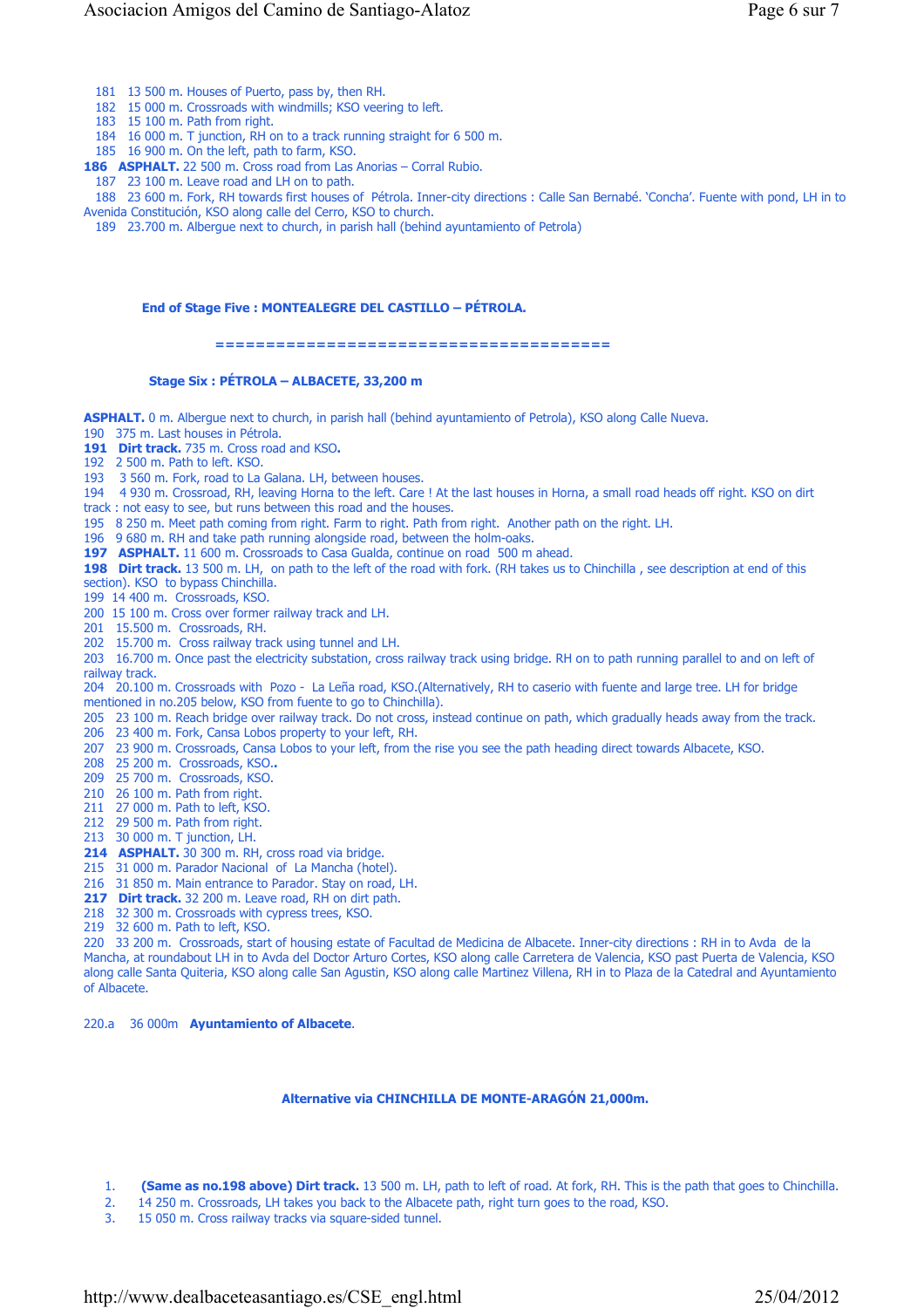181 13 500 m. Houses of Puerto, pass by, then RH.
182 15 000 m. Crossroads with windmills; KSO veering to left.
183 15 100 m. Path from right.
184 16 000 m. T junction, RH on to a track running straight for 6 500 m.
185 16 900 m. On the left, path to farm, KSO.
**186 ASPHALT.** 22 500 m. Cross road from Las Anorias – Corral Rubio.
187 23 100 m. Leave road and LH on to path.
188 23 600 m. Fork, RH towards first houses of Pétrola. Inner-city directions : Calle San Bernabé. 'Concha'. Fuente with pond, LH in to Avenida Constitución, KSO along calle del Cerro, KSO to church.
189 23.700 m. Albergue next to church, in parish hall (behind ayuntamiento of Petrola)

**End of Stage Five : MONTEALEGRE DEL CASTILLO – PÉTROLA.**

**======================================**

## Stage Six : PÉTROLA – ALBACETE, 33,200 m

**ASPHALT.** 0 m. Albergue next to church, in parish hall (behind ayuntamiento of Petrola), KSO along Calle Nueva.
190 375 m. Last houses in Pétrola.
**191 Dirt track.** 735 m. Cross road and KSO**.**
192 2 500 m. Path to left. KSO.
193 3 560 m. Fork, road to La Galana. LH, between houses.
194 4 930 m. Crossroad, RH, leaving Horna to the left. Care ! At the last houses in Horna, a small road heads off right. KSO on dirt track : not easy to see, but runs between this road and the houses.
195 8 250 m. Meet path coming from right. Farm to right. Path from right. Another path on the right. LH.
196 9 680 m. RH and take path running alongside road, between the holm-oaks.
**197 ASPHALT.** 11 600 m. Crossroads to Casa Gualda, continue on road 500 m ahead.
**198 Dirt track.** 13 500 m. LH, on path to the left of the road with fork. (RH takes us to Chinchilla , see description at end of this section). KSO to bypass Chinchilla.
199 14 400 m. Crossroads, KSO.
200 15 100 m. Cross over former railway track and LH.
201 15.500 m. Crossroads, RH.
202 15.700 m. Cross railway track using tunnel and LH.
203 16.700 m. Once past the electricity substation, cross railway track using bridge. RH on to path running parallel to and on left of railway track.
204 20.100 m. Crossroads with Pozo - La Leña road, KSO.(Alternatively, RH to caserio with fuente and large tree. LH for bridge mentioned in no.205 below, KSO from fuente to go to Chinchilla).
205 23 100 m. Reach bridge over railway track. Do not cross, instead continue on path, which gradually heads away from the track.
206 23 400 m. Fork, Cansa Lobos property to your left, RH.
207 23 900 m. Crossroads, Cansa Lobos to your left, from the rise you see the path heading direct towards Albacete, KSO.
208 25 200 m. Crossroads, KSO**.**
209 25 700 m. Crossroads, KSO.
210 26 100 m. Path from right.
211 27 000 m. Path to left, KSO.
212 29 500 m. Path from right.
213 30 000 m. T junction, LH.
**214 ASPHALT.** 30 300 m. RH, cross road via bridge.
215 31 000 m. Parador Nacional of La Mancha (hotel).
216 31 850 m. Main entrance to Parador. Stay on road, LH.
**217 Dirt track.** 32 200 m. Leave road, RH on dirt path.
218 32 300 m. Crossroads with cypress trees, KSO.
219 32 600 m. Path to left, KSO.
220 33 200 m. Crossroads, start of housing estate of Facultad de Medicina de Albacete. Inner-city directions : RH in to Avda de la Mancha, at roundabout LH in to Avda del Doctor Arturo Cortes, KSO along calle Carretera de Valencia, KSO past Puerta de Valencia, KSO along calle Santa Quiteria, KSO along calle San Agustin, KSO along calle Martinez Villena, RH in to Plaza de la Catedral and Ayuntamiento of Albacete.

220.a 36 000m **Ayuntamiento of Albacete**.

### Alternative via CHINCHILLA DE MONTE-ARAGÓN 21,000m.

1. **(Same as no.198 above) Dirt track.** 13 500 m. LH, path to left of road. At fork, RH. This is the path that goes to Chinchilla.
2. 14 250 m. Crossroads, LH takes you back to the Albacete path, right turn goes to the road, KSO.
3. 15 050 m. Cross railway tracks via square-sided tunnel.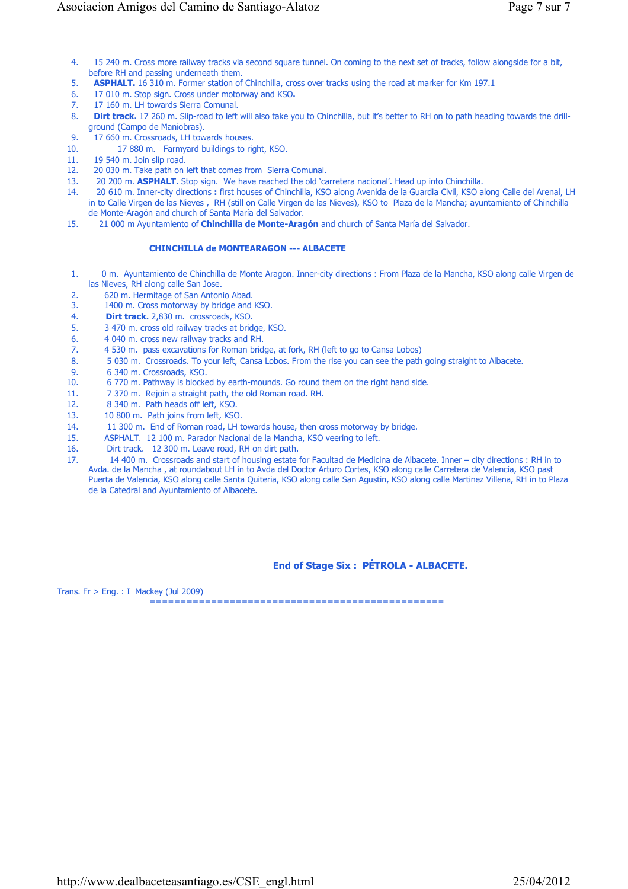4. 15 240 m. Cross more railway tracks via second square tunnel. On coming to the next set of tracks, follow alongside for a bit, before RH and passing underneath them.
5. **ASPHALT.** 16 310 m. Former station of Chinchilla, cross over tracks using the road at marker for Km 197.1
6. 17 010 m. Stop sign. Cross under motorway and KSO**.**
7. 17 160 m. LH towards Sierra Comunal.
8. **Dirt track.** 17 260 m. Slip-road to left will also take you to Chinchilla, but it's better to RH on to path heading towards the drill-ground (Campo de Maniobras).
9. 17 660 m. Crossroads, LH towards houses.
10. 17 880 m. Farmyard buildings to right, KSO.
11. 19 540 m. Join slip road.
12. 20 030 m. Take path on left that comes from Sierra Comunal.
13. 20 200 m. **ASPHALT**. Stop sign. We have reached the old 'carretera nacional'. Head up into Chinchilla.
14. 20 610 m. Inner-city directions **:** first houses of Chinchilla, KSO along Avenida de la Guardia Civil, KSO along Calle del Arenal, LH in to Calle Virgen de las Nieves **,** RH (still on Calle Virgen de las Nieves), KSO to Plaza de la Mancha; ayuntamiento of Chinchilla de Monte-Aragón and church of Santa María del Salvador.
15. 21 000 m Ayuntamiento of **Chinchilla de Monte-Aragón** and church of Santa María del Salvador.

**CHINCHILLA de MONTEARAGON --- ALBACETE**

1. 0 m. Ayuntamiento de Chinchilla de Monte Aragon. Inner-city directions : From Plaza de la Mancha, KSO along calle Virgen de las Nieves, RH along calle San Jose.
2. 620 m. Hermitage of San Antonio Abad.
3. 1400 m. Cross motorway by bridge and KSO.
4. **Dirt track.** 2,830 m. crossroads, KSO.
5. 3 470 m. cross old railway tracks at bridge, KSO.
6. 4 040 m. cross new railway tracks and RH.
7. 4 530 m. pass excavations for Roman bridge, at fork, RH (left to go to Cansa Lobos)
8. 5 030 m. Crossroads. To your left, Cansa Lobos. From the rise you can see the path going straight to Albacete.
9. 6 340 m. Crossroads, KSO.
10. 6 770 m. Pathway is blocked by earth-mounds. Go round them on the right hand side.
11. 7 370 m. Rejoin a straight path, the old Roman road. RH.
12. 8 340 m. Path heads off left, KSO.
13. 10 800 m. Path joins from left, KSO.
14. 11 300 m. End of Roman road, LH towards house, then cross motorway by bridge.
15. ASPHALT. 12 100 m. Parador Nacional de la Mancha, KSO veering to left.
16. Dirt track. 12 300 m. Leave road, RH on dirt path.
17. 14 400 m. Crossroads and start of housing estate for Facultad de Medicina de Albacete. Inner – city directions : RH in to Avda. de la Mancha , at roundabout LH in to Avda del Doctor Arturo Cortes, KSO along calle Carretera de Valencia, KSO past Puerta de Valencia, KSO along calle Santa Quiteria, KSO along calle San Agustin, KSO along calle Martinez Villena, RH in to Plaza de la Catedral and Ayuntamiento of Albacete.

**End of Stage Six : PÉTROLA - ALBACETE.**

Trans. Fr > Eng. : I Mackey (Jul 2009)

===============================================